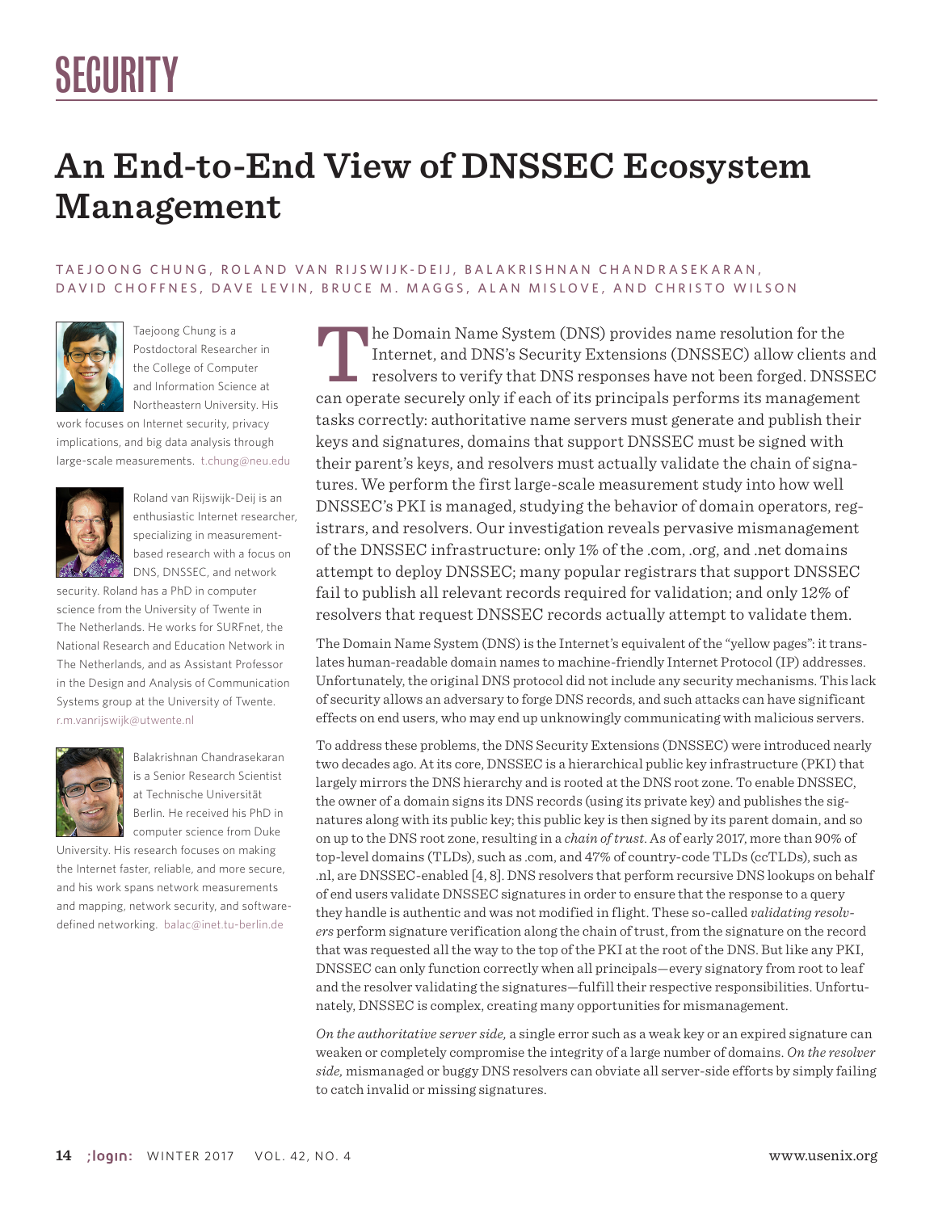# SECURITY

# An End-to-End View of DNSSEC Ecosystem Management

TAEJOONG CHUNG, ROLAND VAN RIJSWIJK-DEIJ, BALAKRISHNAN CHANDRASEKARAN, DAVID CHOFFNES, DAVE LEVIN, BRUCE M. MAGGS, ALAN MISLOVE, AND CHRISTO WILSON

Taejoong Chung is a Postdoctoral Researcher in the College of Computer and Information Science at Northeastern University. His work focuses on Internet security, privacy implications, and big data analysis through large-scale measurements. t.chung@neu.edu

Roland van Rijswijk-Deij is an enthusiastic Internet researcher, specializing in measurement-based research with a focus on DNS, DNSSEC, and network security. Roland has a PhD in computer science from the University of Twente in The Netherlands. He works for SURFnet, the National Research and Education Network in The Netherlands, and as Assistant Professor in the Design and Analysis of Communication Systems group at the University of Twente. r.m.vanrijswijk@utwente.nl

Balakrishnan Chandrasekaran is a Senior Research Scientist at Technische Universität Berlin. He received his PhD in computer science from Duke University. His research focuses on making the Internet faster, reliable, and more secure, and his work spans network measurements and mapping, network security, and software-defined networking. balac@inet.tu-berlin.de

The Domain Name System (DNS) provides name resolution for the Internet, and DNS's Security Extensions (DNSSEC) allow clients and resolvers to verify that DNS responses have not been forged. DNSSEC can operate securely only if each of its principals performs its management tasks correctly: authoritative name servers must generate and publish their keys and signatures, domains that support DNSSEC must be signed with their parent's keys, and resolvers must actually validate the chain of signatures. We perform the first large-scale measurement study into how well DNSSEC's PKI is managed, studying the behavior of domain operators, registrars, and resolvers. Our investigation reveals pervasive mismanagement of the DNSSEC infrastructure: only 1% of the .com, .org, and .net domains attempt to deploy DNSSEC; many popular registrars that support DNSSEC fail to publish all relevant records required for validation; and only 12% of resolvers that request DNSSEC records actually attempt to validate them.

The Domain Name System (DNS) is the Internet's equivalent of the "yellow pages": it translates human-readable domain names to machine-friendly Internet Protocol (IP) addresses. Unfortunately, the original DNS protocol did not include any security mechanisms. This lack of security allows an adversary to forge DNS records, and such attacks can have significant effects on end users, who may end up unknowingly communicating with malicious servers.

To address these problems, the DNS Security Extensions (DNSSEC) were introduced nearly two decades ago. At its core, DNSSEC is a hierarchical public key infrastructure (PKI) that largely mirrors the DNS hierarchy and is rooted at the DNS root zone. To enable DNSSEC, the owner of a domain signs its DNS records (using its private key) and publishes the signatures along with its public key; this public key is then signed by its parent domain, and so on up to the DNS root zone, resulting in a *chain of trust*. As of early 2017, more than 90% of top-level domains (TLDs), such as .com, and 47% of country-code TLDs (ccTLDs), such as .nl, are DNSSEC-enabled [4, 8]. DNS resolvers that perform recursive DNS lookups on behalf of end users validate DNSSEC signatures in order to ensure that the response to a query they handle is authentic and was not modified in flight. These so-called *validating resolvers* perform signature verification along the chain of trust, from the signature on the record that was requested all the way to the top of the PKI at the root of the DNS. But like any PKI, DNSSEC can only function correctly when all principals—every signatory from root to leaf and the resolver validating the signatures—fulfill their respective responsibilities. Unfortunately, DNSSEC is complex, creating many opportunities for mismanagement.

*On the authoritative server side,* a single error such as a weak key or an expired signature can weaken or completely compromise the integrity of a large number of domains. *On the resolver side,* mismanaged or buggy DNS resolvers can obviate all server-side efforts by simply failing to catch invalid or missing signatures.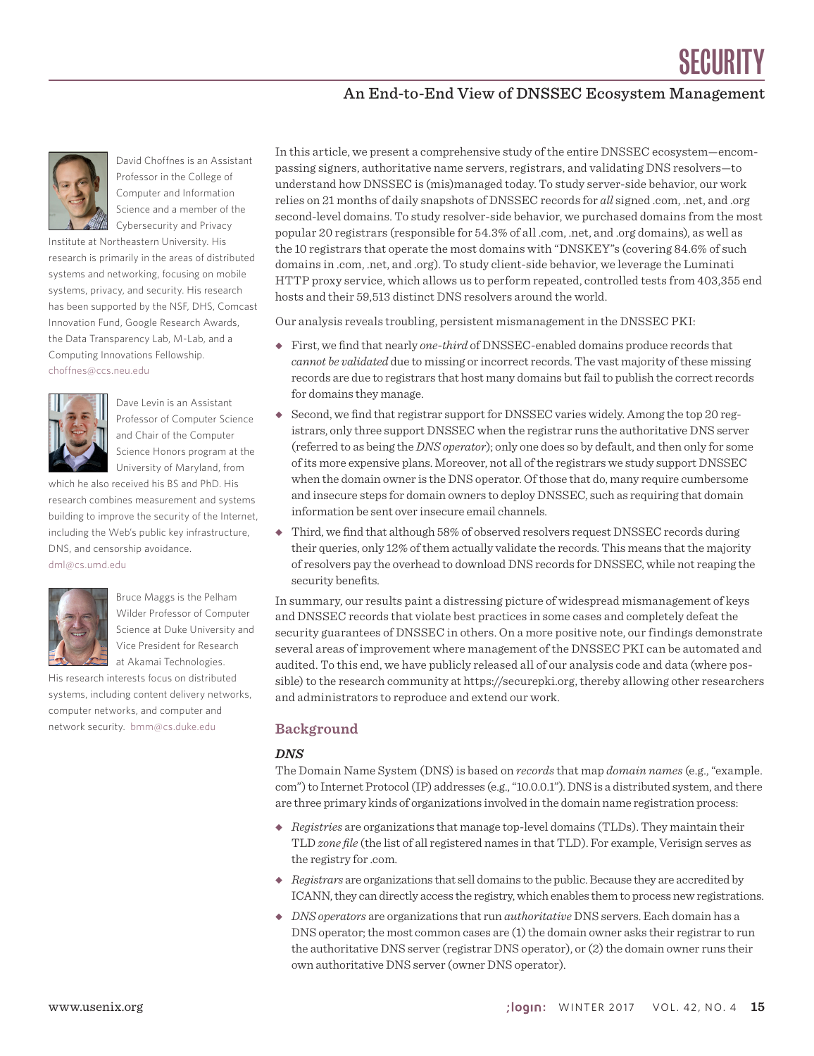David Choffnes is an Assistant Professor in the College of Computer and Information Science and a member of the Cybersecurity and Privacy Institute at Northeastern University. His research is primarily in the areas of distributed systems and networking, focusing on mobile systems, privacy, and security. His research has been supported by the NSF, DHS, Comcast Innovation Fund, Google Research Awards, the Data Transparency Lab, M-Lab, and a Computing Innovations Fellowship. choffnes@ccs.neu.edu

Dave Levin is an Assistant Professor of Computer Science and Chair of the Computer Science Honors program at the University of Maryland, from which he also received his BS and PhD. His research combines measurement and systems building to improve the security of the Internet, including the Web's public key infrastructure, DNS, and censorship avoidance. dml@cs.umd.edu

Bruce Maggs is the Pelham Wilder Professor of Computer Science at Duke University and Vice President for Research at Akamai Technologies. His research interests focus on distributed systems, including content delivery networks, computer networks, and computer and network security. bmm@cs.duke.edu

In this article, we present a comprehensive study of the entire DNSSEC ecosystem—encompassing signers, authoritative name servers, registrars, and validating DNS resolvers—to understand how DNSSEC is (mis)managed today. To study server-side behavior, our work relies on 21 months of daily snapshots of DNSSEC records for *all* signed .com, .net, and .org second-level domains. To study resolver-side behavior, we purchased domains from the most popular 20 registrars (responsible for 54.3% of all .com, .net, and .org domains), as well as the 10 registrars that operate the most domains with "DNSKEY"s (covering 84.6% of such domains in .com, .net, and .org). To study client-side behavior, we leverage the Luminati HTTP proxy service, which allows us to perform repeated, controlled tests from 403,355 end hosts and their 59,513 distinct DNS resolvers around the world.

Our analysis reveals troubling, persistent mismanagement in the DNSSEC PKI:

- First, we find that nearly *one-third* of DNSSEC-enabled domains produce records that *cannot be validated* due to missing or incorrect records. The vast majority of these missing records are due to registrars that host many domains but fail to publish the correct records for domains they manage.
- Second, we find that registrar support for DNSSEC varies widely. Among the top 20 registrars, only three support DNSSEC when the registrar runs the authoritative DNS server (referred to as being the *DNS operator*); only one does so by default, and then only for some of its more expensive plans. Moreover, not all of the registrars we study support DNSSEC when the domain owner is the DNS operator. Of those that do, many require cumbersome and insecure steps for domain owners to deploy DNSSEC, such as requiring that domain information be sent over insecure email channels.
- Third, we find that although 58% of observed resolvers request DNSSEC records during their queries, only 12% of them actually validate the records. This means that the majority of resolvers pay the overhead to download DNS records for DNSSEC, while not reaping the security benefits.

In summary, our results paint a distressing picture of widespread mismanagement of keys and DNSSEC records that violate best practices in some cases and completely defeat the security guarantees of DNSSEC in others. On a more positive note, our findings demonstrate several areas of improvement where management of the DNSSEC PKI can be automated and audited. To this end, we have publicly released all of our analysis code and data (where possible) to the research community at https://securepki.org, thereby allowing other researchers and administrators to reproduce and extend our work.

## Background

### *DNS*

The Domain Name System (DNS) is based on *records* that map *domain names* (e.g., "example.com") to Internet Protocol (IP) addresses (e.g., "10.0.0.1"). DNS is a distributed system, and there are three primary kinds of organizations involved in the domain name registration process:

- *Registries* are organizations that manage top-level domains (TLDs). They maintain their TLD *zone file* (the list of all registered names in that TLD). For example, Verisign serves as the registry for .com.
- *Registrars* are organizations that sell domains to the public. Because they are accredited by ICANN, they can directly access the registry, which enables them to process new registrations.
- *DNS operators* are organizations that run *authoritative* DNS servers. Each domain has a DNS operator; the most common cases are (1) the domain owner asks their registrar to run the authoritative DNS server (registrar DNS operator), or (2) the domain owner runs their own authoritative DNS server (owner DNS operator).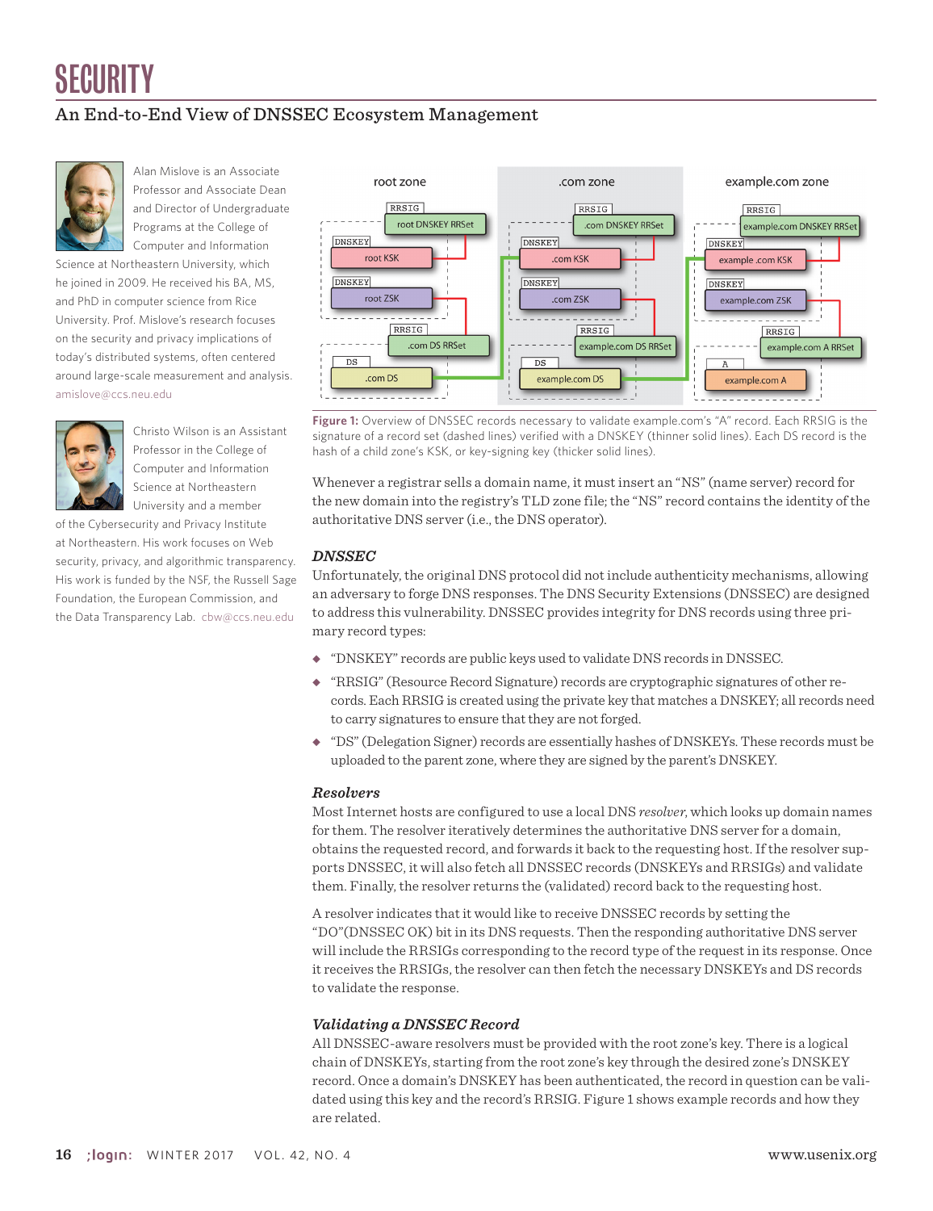# SECURITY

## An End-to-End View of DNSSEC Ecosystem Management

Alan Mislove is an Associate Professor and Associate Dean and Director of Undergraduate Programs at the College of Computer and Information Science at Northeastern University, which he joined in 2009. He received his BA, MS, and PhD in computer science from Rice University. Prof. Mislove's research focuses on the security and privacy implications of today's distributed systems, often centered around large-scale measurement and analysis. amislove@ccs.neu.edu

Christo Wilson is an Assistant Professor in the College of Computer and Information Science at Northeastern University and a member of the Cybersecurity and Privacy Institute at Northeastern. His work focuses on Web security, privacy, and algorithmic transparency. His work is funded by the NSF, the Russell Sage Foundation, the European Commission, and the Data Transparency Lab. cbw@ccs.neu.edu

Figure 1: Overview of DNSSEC records necessary to validate example.com's "A" record. Each RRSIG is the signature of a record set (dashed lines) verified with a DNSKEY (thinner solid lines). Each DS record is the hash of a child zone's KSK, or key-signing key (thicker solid lines).

Whenever a registrar sells a domain name, it must insert an "NS" (name server) record for the new domain into the registry's TLD zone file; the "NS" record contains the identity of the authoritative DNS server (i.e., the DNS operator).

### *DNSSEC*

Unfortunately, the original DNS protocol did not include authenticity mechanisms, allowing an adversary to forge DNS responses. The DNS Security Extensions (DNSSEC) are designed to address this vulnerability. DNSSEC provides integrity for DNS records using three primary record types:

- "DNSKEY" records are public keys used to validate DNS records in DNSSEC.
- "RRSIG" (Resource Record Signature) records are cryptographic signatures of other records. Each RRSIG is created using the private key that matches a DNSKEY; all records need to carry signatures to ensure that they are not forged.
- "DS" (Delegation Signer) records are essentially hashes of DNSKEYs. These records must be uploaded to the parent zone, where they are signed by the parent's DNSKEY.

### *Resolvers*

Most Internet hosts are configured to use a local DNS *resolver*, which looks up domain names for them. The resolver iteratively determines the authoritative DNS server for a domain, obtains the requested record, and forwards it back to the requesting host. If the resolver supports DNSSEC, it will also fetch all DNSSEC records (DNSKEYs and RRSIGs) and validate them. Finally, the resolver returns the (validated) record back to the requesting host.

A resolver indicates that it would like to receive DNSSEC records by setting the "DO"(DNSSEC OK) bit in its DNS requests. Then the responding authoritative DNS server will include the RRSIGs corresponding to the record type of the request in its response. Once it receives the RRSIGs, the resolver can then fetch the necessary DNSKEYs and DS records to validate the response.

### *Validating a DNSSEC Record*

All DNSSEC-aware resolvers must be provided with the root zone's key. There is a logical chain of DNSKEYs, starting from the root zone's key through the desired zone's DNSKEY record. Once a domain's DNSKEY has been authenticated, the record in question can be validated using this key and the record's RRSIG. Figure 1 shows example records and how they are related.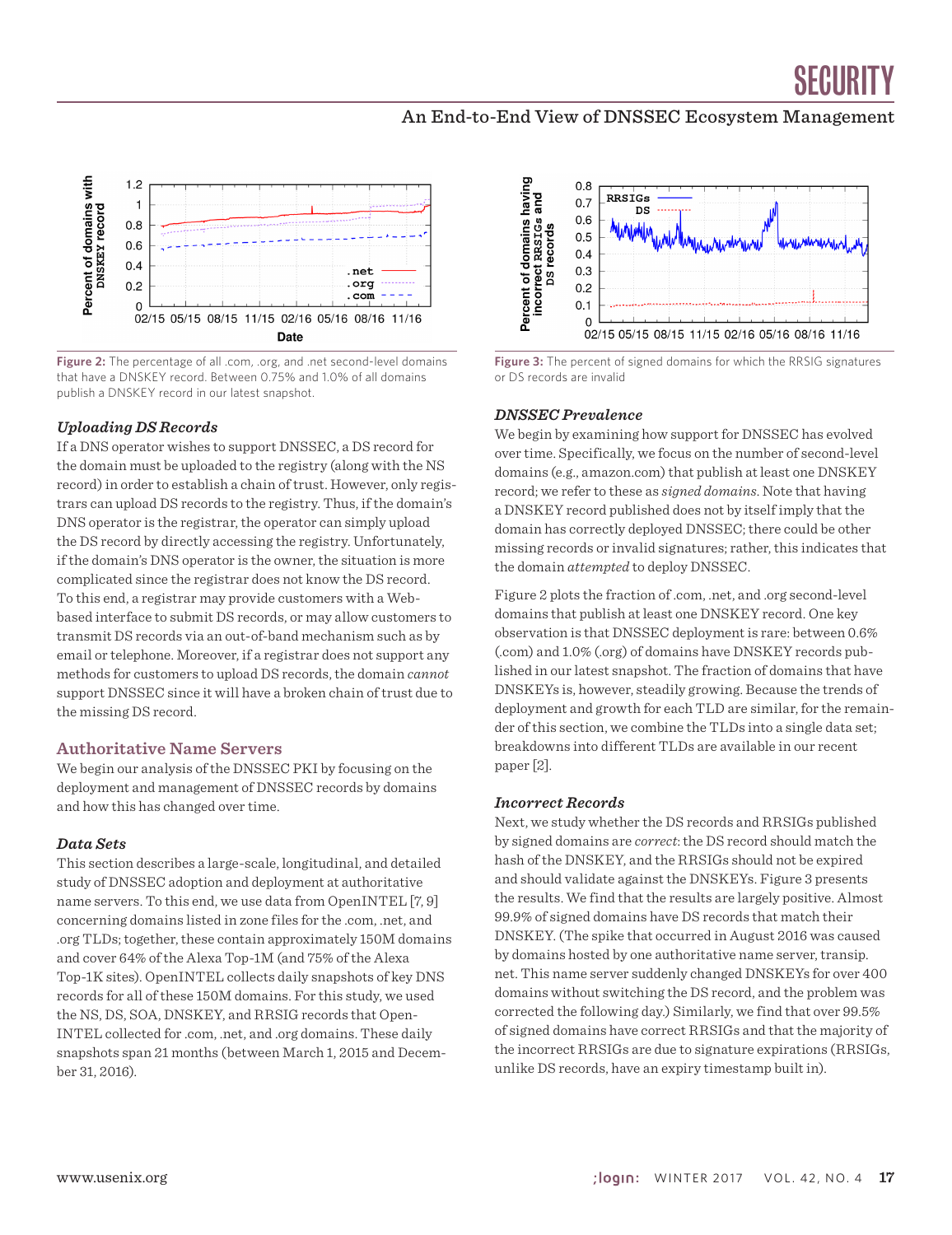Figure 2: The percentage of all .com, .org, and .net second-level domains that have a DNSKEY record. Between 0.75% and 1.0% of all domains publish a DNSKEY record in our latest snapshot.

### *Uploading DS Records*

If a DNS operator wishes to support DNSSEC, a DS record for the domain must be uploaded to the registry (along with the NS record) in order to establish a chain of trust. However, only registrars can upload DS records to the registry. Thus, if the domain's DNS operator is the registrar, the operator can simply upload the DS record by directly accessing the registry. Unfortunately, if the domain's DNS operator is the owner, the situation is more complicated since the registrar does not know the DS record. To this end, a registrar may provide customers with a Web-based interface to submit DS records, or may allow customers to transmit DS records via an out-of-band mechanism such as by email or telephone. Moreover, if a registrar does not support any methods for customers to upload DS records, the domain *cannot* support DNSSEC since it will have a broken chain of trust due to the missing DS record.

## Authoritative Name Servers

We begin our analysis of the DNSSEC PKI by focusing on the deployment and management of DNSSEC records by domains and how this has changed over time.

### *Data Sets*

This section describes a large-scale, longitudinal, and detailed study of DNSSEC adoption and deployment at authoritative name servers. To this end, we use data from OpenINTEL [7, 9] concerning domains listed in zone files for the .com, .net, and .org TLDs; together, these contain approximately 150M domains and cover 64% of the Alexa Top-1M (and 75% of the Alexa Top-1K sites). OpenINTEL collects daily snapshots of key DNS records for all of these 150M domains. For this study, we used the NS, DS, SOA, DNSKEY, and RRSIG records that OpenINTEL collected for .com, .net, and .org domains. These daily snapshots span 21 months (between March 1, 2015 and December 31, 2016).

Figure 3: The percent of signed domains for which the RRSIG signatures or DS records are invalid

### *DNSSEC Prevalence*

We begin by examining how support for DNSSEC has evolved over time. Specifically, we focus on the number of second-level domains (e.g., amazon.com) that publish at least one DNSKEY record; we refer to these as *signed domains*. Note that having a DNSKEY record published does not by itself imply that the domain has correctly deployed DNSSEC; there could be other missing records or invalid signatures; rather, this indicates that the domain *attempted* to deploy DNSSEC.

Figure 2 plots the fraction of .com, .net, and .org second-level domains that publish at least one DNSKEY record. One key observation is that DNSSEC deployment is rare: between 0.6% (.com) and 1.0% (.org) of domains have DNSKEY records published in our latest snapshot. The fraction of domains that have DNSKEYs is, however, steadily growing. Because the trends of deployment and growth for each TLD are similar, for the remainder of this section, we combine the TLDs into a single data set; breakdowns into different TLDs are available in our recent paper [2].

### *Incorrect Records*

Next, we study whether the DS records and RRSIGs published by signed domains are *correct*: the DS record should match the hash of the DNSKEY, and the RRSIGs should not be expired and should validate against the DNSKEYs. Figure 3 presents the results. We find that the results are largely positive. Almost 99.9% of signed domains have DS records that match their DNSKEY. (The spike that occurred in August 2016 was caused by domains hosted by one authoritative name server, transip.net. This name server suddenly changed DNSKEYs for over 400 domains without switching the DS record, and the problem was corrected the following day.) Similarly, we find that over 99.5% of signed domains have correct RRSIGs and that the majority of the incorrect RRSIGs are due to signature expirations (RRSIGs, unlike DS records, have an expiry timestamp built in).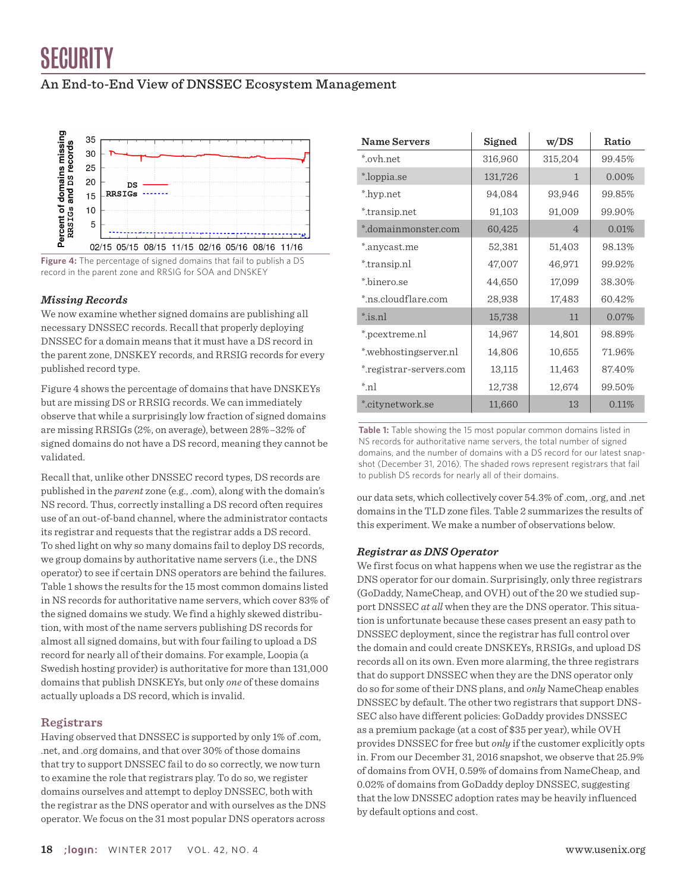Figure 4: The percentage of signed domains that fail to publish a DS record in the parent zone and RRSIG for SOA and DNSKEY

### *Missing Records*

We now examine whether signed domains are publishing all necessary DNSSEC records. Recall that properly deploying DNSSEC for a domain means that it must have a DS record in the parent zone, DNSKEY records, and RRSIG records for every published record type.

Figure 4 shows the percentage of domains that have DNSKEYs but are missing DS or RRSIG records. We can immediately observe that while a surprisingly low fraction of signed domains are missing RRSIGs (2%, on average), between 28%–32% of signed domains do not have a DS record, meaning they cannot be validated.

Recall that, unlike other DNSSEC record types, DS records are published in the *parent* zone (e.g., .com), along with the domain's NS record. Thus, correctly installing a DS record often requires use of an out-of-band channel, where the administrator contacts its registrar and requests that the registrar adds a DS record. To shed light on why so many domains fail to deploy DS records, we group domains by authoritative name servers (i.e., the DNS operator) to see if certain DNS operators are behind the failures. Table 1 shows the results for the 15 most common domains listed in NS records for authoritative name servers, which cover 83% of the signed domains we study. We find a highly skewed distribution, with most of the name servers publishing DS records for almost all signed domains, but with four failing to upload a DS record for nearly all of their domains. For example, Loopia (a Swedish hosting provider) is authoritative for more than 131,000 domains that publish DNSKEYs, but only *one* of these domains actually uploads a DS record, which is invalid.

| Name Servers | Signed | w/DS | Ratio |
|---|---|---|---|
| *.ovh.net | 316,960 | 315,204 | 99.45% |
| *.loppia.se | 131,726 | 1 | 0.00% |
| *.hyp.net | 94,084 | 93,946 | 99.85% |
| *.transip.net | 91,103 | 91,009 | 99.90% |
| *.domainmonster.com | 60,425 | 4 | 0.01% |
| *.anycast.me | 52,381 | 51,403 | 98.13% |
| *.transip.nl | 47,007 | 46,971 | 99.92% |
| *.binero.se | 44,650 | 17,099 | 38.30% |
| *.ns.cloudflare.com | 28,938 | 17,483 | 60.42% |
| *.is.nl | 15,738 | 11 | 0.07% |
| *.pcextreme.nl | 14,967 | 14,801 | 98.89% |
| *.webhostingserver.nl | 14,806 | 10,655 | 71.96% |
| *.registrar-servers.com | 13,115 | 11,463 | 87.40% |
| *.nl | 12,738 | 12,674 | 99.50% |
| *.citynetwork.se | 11,660 | 13 | 0.11% |

Table 1: Table showing the 15 most popular common domains listed in NS records for authoritative name servers, the total number of signed domains, and the number of domains with a DS record for our latest snapshot (December 31, 2016). The shaded rows represent registrars that fail to publish DS records for nearly all of their domains.

## Registrars

Having observed that DNSSEC is supported by only 1% of .com, .net, and .org domains, and that over 30% of those domains that try to support DNSSEC fail to do so correctly, we now turn to examine the role that registrars play. To do so, we register domains ourselves and attempt to deploy DNSSEC, both with the registrar as the DNS operator and with ourselves as the DNS operator. We focus on the 31 most popular DNS operators across our data sets, which collectively cover 54.3% of .com, .org, and .net domains in the TLD zone files. Table 2 summarizes the results of this experiment. We make a number of observations below.

### *Registrar as DNS Operator*

We first focus on what happens when we use the registrar as the DNS operator for our domain. Surprisingly, only three registrars (GoDaddy, NameCheap, and OVH) out of the 20 we studied support DNSSEC *at all* when they are the DNS operator. This situation is unfortunate because these cases present an easy path to DNSSEC deployment, since the registrar has full control over the domain and could create DNSKEYs, RRSIGs, and upload DS records all on its own. Even more alarming, the three registrars that do support DNSSEC when they are the DNS operator only do so for some of their DNS plans, and *only* NameCheap enables DNSSEC by default. The other two registrars that support DNSSEC also have different policies: GoDaddy provides DNSSEC as a premium package (at a cost of $35 per year), while OVH provides DNSSEC for free but *only* if the customer explicitly opts in. From our December 31, 2016 snapshot, we observe that 25.9% of domains from OVH, 0.59% of domains from NameCheap, and 0.02% of domains from GoDaddy deploy DNSSEC, suggesting that the low DNSSEC adoption rates may be heavily influenced by default options and cost.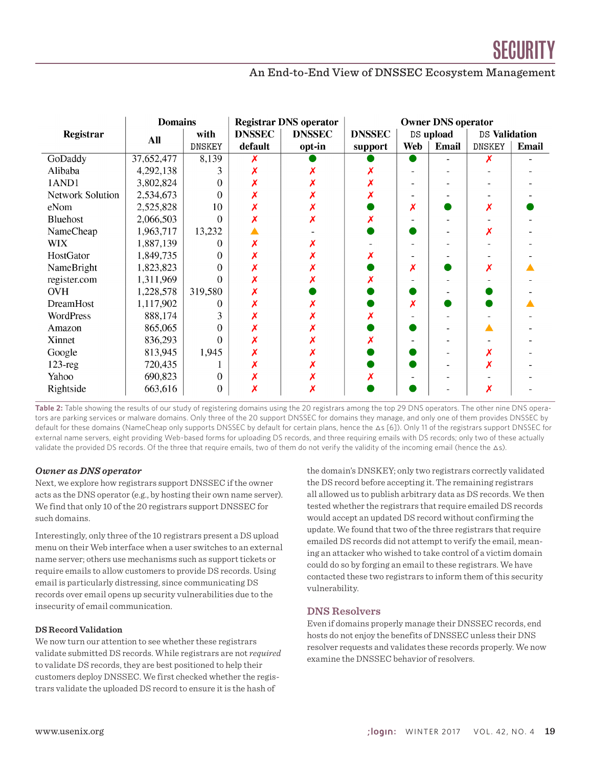| Registrar | Domains | | Registrar DNS operator | | Owner DNS operator | | | | |
|---|---|---|---|---|---|---|---|---|---|
| | All | with DNSKEY | DNSSEC default | DNSSEC opt-in | DNSSEC support | DS upload Web | DS upload Email | DS Validation DNSKEY | DS Validation Email |
| GoDaddy | 37,652,477 | 8,139 | ✗ | ● | ● | ● | - | ✗ | - |
| Alibaba | 4,292,138 | 3 | ✗ | ✗ | ✗ | - | - | - | - |
| 1AND1 | 3,802,824 | 0 | ✗ | ✗ | ✗ | - | - | - | - |
| Network Solution | 2,534,673 | 0 | ✗ | ✗ | ✗ | - | - | - | - |
| eNom | 2,525,828 | 10 | ✗ | ✗ | ● | ✗ | ● | ✗ | ● |
| Bluehost | 2,066,503 | 0 | ✗ | ✗ | ✗ | - | - | - | - |
| NameCheap | 1,963,717 | 13,232 | ▲ | - | ● | ● | - | ✗ | - |
| WIX | 1,887,139 | 0 | ✗ | ✗ | - | - | - | - | - |
| HostGator | 1,849,735 | 0 | ✗ | ✗ | ✗ | - | - | - | - |
| NameBright | 1,823,823 | 0 | ✗ | ✗ | ● | ✗ | ● | ✗ | ▲ |
| register.com | 1,311,969 | 0 | ✗ | ✗ | ✗ | - | - | - | - |
| OVH | 1,228,578 | 319,580 | ✗ | ● | ● | ● | - | ● | - |
| DreamHost | 1,117,902 | 0 | ✗ | ✗ | ● | ✗ | ● | ● | ▲ |
| WordPress | 888,174 | 3 | ✗ | ✗ | ✗ | - | - | - | - |
| Amazon | 865,065 | 0 | ✗ | ✗ | ● | ● | - | ▲ | - |
| Xinnet | 836,293 | 0 | ✗ | ✗ | ✗ | - | - | - | - |
| Google | 813,945 | 1,945 | ✗ | ✗ | ● | ● | - | ✗ | - |
| 123-reg | 720,435 | 1 | ✗ | ✗ | ● | ● | - | ✗ | - |
| Yahoo | 690,823 | 0 | ✗ | ✗ | ✗ | - | - | - | - |
| Rightside | 663,616 | 0 | ✗ | ✗ | ● | ● | - | ✗ | - |

**Table 2:** Table showing the results of our study of registering domains using the 20 registrars among the top 29 DNS operators. The other nine DNS operators are parking services or malware domains. Only three of the 20 support DNSSEC for domains they manage, and only one of them provides DNSSEC by default for these domains (NameCheap only supports DNSSEC by default for certain plans, hence the △s [6]). Only 11 of the registrars support DNSSEC for external name servers, eight providing Web-based forms for uploading DS records, and three requiring emails with DS records; only two of these actually validate the provided DS records. Of the three that require emails, two of them do not verify the validity of the incoming email (hence the △s).

### *Owner as DNS operator*

Next, we explore how registrars support DNSSEC if the owner acts as the DNS operator (e.g., by hosting their own name server). We find that only 10 of the 20 registrars support DNSSEC for such domains.

Interestingly, only three of the 10 registrars present a DS upload menu on their Web interface when a user switches to an external name server; others use mechanisms such as support tickets or require emails to allow customers to provide DS records. Using email is particularly distressing, since communicating DS records over email opens up security vulnerabilities due to the insecurity of email communication.

#### DS Record Validation

We now turn our attention to see whether these registrars validate submitted DS records. While registrars are not *required* to validate DS records, they are best positioned to help their customers deploy DNSSEC. We first checked whether the registrars validate the uploaded DS record to ensure it is the hash of the domain's DNSKEY; only two registrars correctly validated the DS record before accepting it. The remaining registrars all allowed us to publish arbitrary data as DS records. We then tested whether the registrars that require emailed DS records would accept an updated DS record without confirming the update. We found that two of the three registrars that require emailed DS records did not attempt to verify the email, meaning an attacker who wished to take control of a victim domain could do so by forging an email to these registrars. We have contacted these two registrars to inform them of this security vulnerability.

## DNS Resolvers

Even if domains properly manage their DNSSEC records, end hosts do not enjoy the benefits of DNSSEC unless their DNS resolver requests and validates these records properly. We now examine the DNSSEC behavior of resolvers.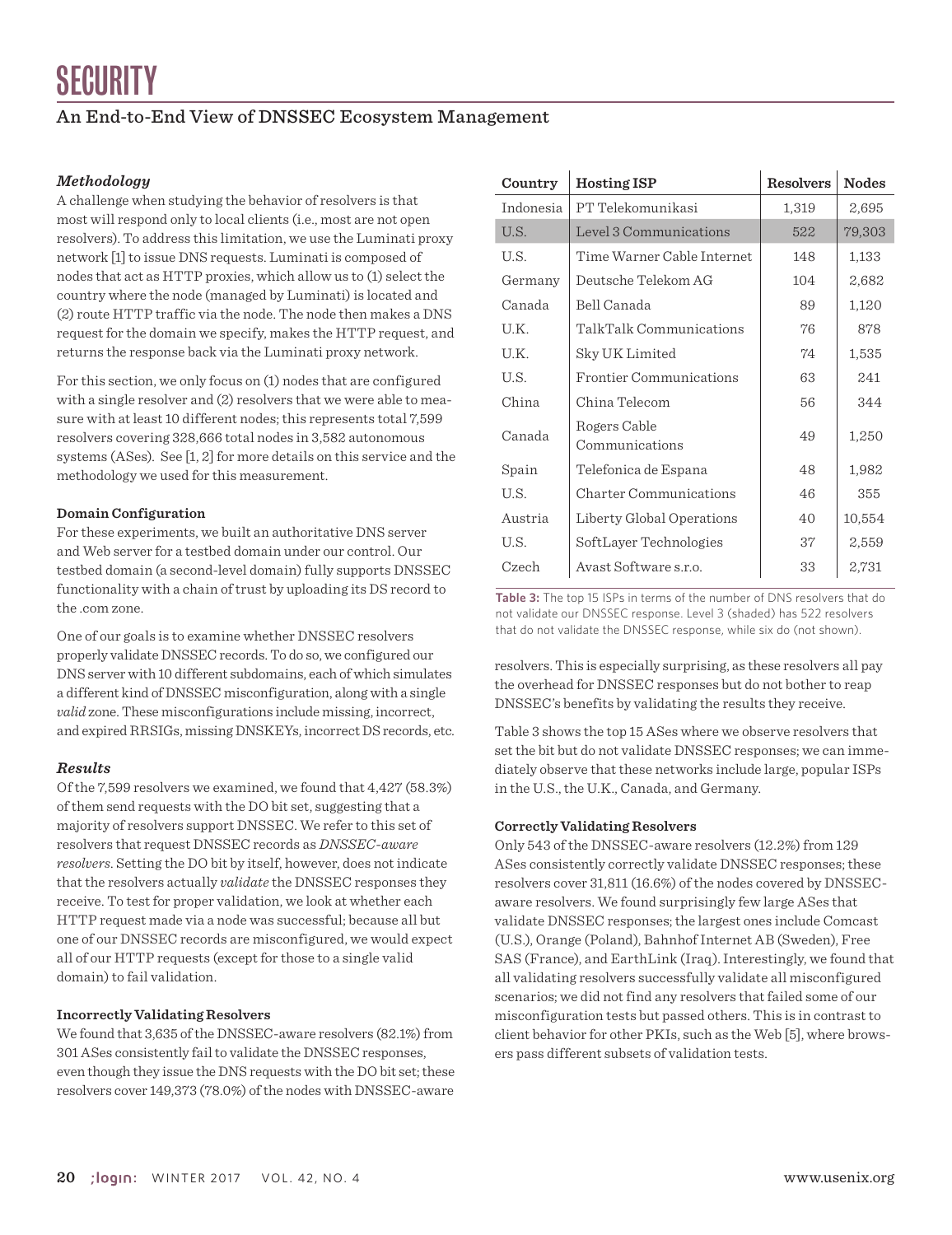### *Methodology*

A challenge when studying the behavior of resolvers is that most will respond only to local clients (i.e., most are not open resolvers). To address this limitation, we use the Luminati proxy network [1] to issue DNS requests. Luminati is composed of nodes that act as HTTP proxies, which allow us to (1) select the country where the node (managed by Luminati) is located and (2) route HTTP traffic via the node. The node then makes a DNS request for the domain we specify, makes the HTTP request, and returns the response back via the Luminati proxy network.

For this section, we only focus on (1) nodes that are configured with a single resolver and (2) resolvers that we were able to measure with at least 10 different nodes; this represents total 7,599 resolvers covering 328,666 total nodes in 3,582 autonomous systems (ASes). See [1, 2] for more details on this service and the methodology we used for this measurement.

**Domain Configuration**

For these experiments, we built an authoritative DNS server and Web server for a testbed domain under our control. Our testbed domain (a second-level domain) fully supports DNSSEC functionality with a chain of trust by uploading its DS record to the .com zone.

One of our goals is to examine whether DNSSEC resolvers properly validate DNSSEC records. To do so, we configured our DNS server with 10 different subdomains, each of which simulates a different kind of DNSSEC misconfiguration, along with a single *valid* zone. These misconfigurations include missing, incorrect, and expired RRSIGs, missing DNSKEYs, incorrect DS records, etc.

### *Results*

Of the 7,599 resolvers we examined, we found that 4,427 (58.3%) of them send requests with the DO bit set, suggesting that a majority of resolvers support DNSSEC. We refer to this set of resolvers that request DNSSEC records as *DNSSEC-aware resolvers*. Setting the DO bit by itself, however, does not indicate that the resolvers actually *validate* the DNSSEC responses they receive. To test for proper validation, we look at whether each HTTP request made via a node was successful; because all but one of our DNSSEC records are misconfigured, we would expect all of our HTTP requests (except for those to a single valid domain) to fail validation.

**Incorrectly Validating Resolvers**

We found that 3,635 of the DNSSEC-aware resolvers (82.1%) from 301 ASes consistently fail to validate the DNSSEC responses, even though they issue the DNS requests with the DO bit set; these resolvers cover 149,373 (78.0%) of the nodes with DNSSEC-aware resolvers. This is especially surprising, as these resolvers all pay the overhead for DNSSEC responses but do not bother to reap DNSSEC's benefits by validating the results they receive.

| Country | Hosting ISP | Resolvers | Nodes |
|---|---|---|---|
| Indonesia | PT Telekomunikasi | 1,319 | 2,695 |
| U.S. | Level 3 Communications | 522 | 79,303 |
| U.S. | Time Warner Cable Internet | 148 | 1,133 |
| Germany | Deutsche Telekom AG | 104 | 2,682 |
| Canada | Bell Canada | 89 | 1,120 |
| U.K. | TalkTalk Communications | 76 | 878 |
| U.K. | Sky UK Limited | 74 | 1,535 |
| U.S. | Frontier Communications | 63 | 241 |
| China | China Telecom | 56 | 344 |
| Canada | Rogers Cable Communications | 49 | 1,250 |
| Spain | Telefonica de Espana | 48 | 1,982 |
| U.S. | Charter Communications | 46 | 355 |
| Austria | Liberty Global Operations | 40 | 10,554 |
| U.S. | SoftLayer Technologies | 37 | 2,559 |
| Czech | Avast Software s.r.o. | 33 | 2,731 |

**Table 3:** The top 15 ISPs in terms of the number of DNS resolvers that do not validate our DNSSEC response. Level 3 (shaded) has 522 resolvers that do not validate the DNSSEC response, while six do (not shown).

Table 3 shows the top 15 ASes where we observe resolvers that set the bit but do not validate DNSSEC responses; we can immediately observe that these networks include large, popular ISPs in the U.S., the U.K., Canada, and Germany.

**Correctly Validating Resolvers**

Only 543 of the DNSSEC-aware resolvers (12.2%) from 129 ASes consistently correctly validate DNSSEC responses; these resolvers cover 31,811 (16.6%) of the nodes covered by DNSSEC-aware resolvers. We found surprisingly few large ASes that validate DNSSEC responses; the largest ones include Comcast (U.S.), Orange (Poland), Bahnhof Internet AB (Sweden), Free SAS (France), and EarthLink (Iraq). Interestingly, we found that all validating resolvers successfully validate all misconfigured scenarios; we did not find any resolvers that failed some of our misconfiguration tests but passed others. This is in contrast to client behavior for other PKIs, such as the Web [5], where browsers pass different subsets of validation tests.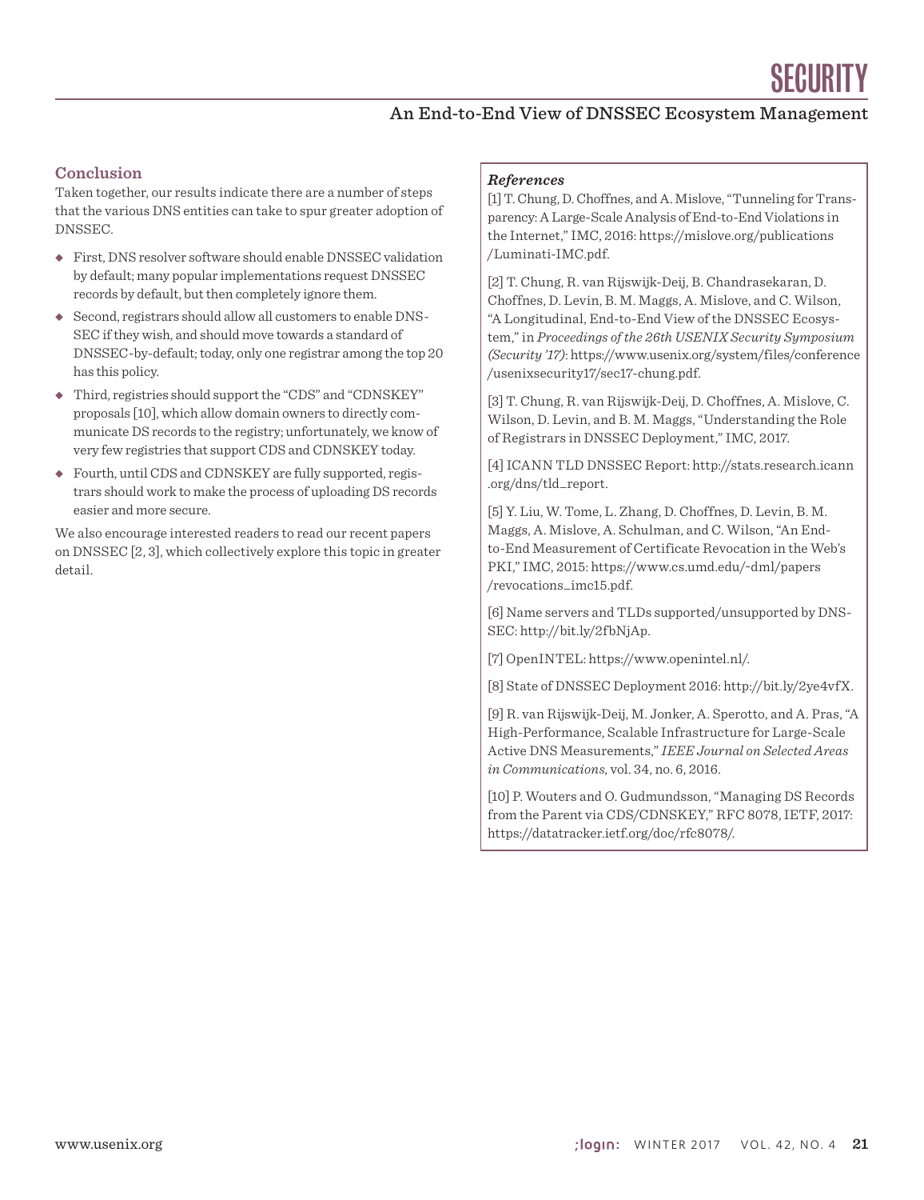## Conclusion

Taken together, our results indicate there are a number of steps that the various DNS entities can take to spur greater adoption of DNSSEC.

- First, DNS resolver software should enable DNSSEC validation by default; many popular implementations request DNSSEC records by default, but then completely ignore them.
- Second, registrars should allow all customers to enable DNSSEC if they wish, and should move towards a standard of DNSSEC-by-default; today, only one registrar among the top 20 has this policy.
- Third, registries should support the "CDS" and "CDNSKEY" proposals [10], which allow domain owners to directly communicate DS records to the registry; unfortunately, we know of very few registries that support CDS and CDNSKEY today.
- Fourth, until CDS and CDNSKEY are fully supported, registrars should work to make the process of uploading DS records easier and more secure.

We also encourage interested readers to read our recent papers on DNSSEC [2, 3], which collectively explore this topic in greater detail.

### *References*

[1] T. Chung, D. Choffnes, and A. Mislove, "Tunneling for Transparency: A Large-Scale Analysis of End-to-End Violations in the Internet," IMC, 2016: https://mislove.org/publications/Luminati-IMC.pdf.

[2] T. Chung, R. van Rijswijk-Deij, B. Chandrasekaran, D. Choffnes, D. Levin, B. M. Maggs, A. Mislove, and C. Wilson, "A Longitudinal, End-to-End View of the DNSSEC Ecosystem," in *Proceedings of the 26th USENIX Security Symposium (Security '17)*: https://www.usenix.org/system/files/conference/usenixsecurity17/sec17-chung.pdf.

[3] T. Chung, R. van Rijswijk-Deij, D. Choffnes, A. Mislove, C. Wilson, D. Levin, and B. M. Maggs, "Understanding the Role of Registrars in DNSSEC Deployment," IMC, 2017.

[4] ICANN TLD DNSSEC Report: http://stats.research.icann.org/dns/tld_report.

[5] Y. Liu, W. Tome, L. Zhang, D. Choffnes, D. Levin, B. M. Maggs, A. Mislove, A. Schulman, and C. Wilson, "An End-to-End Measurement of Certificate Revocation in the Web's PKI," IMC, 2015: https://www.cs.umd.edu/~dml/papers/revocations_imc15.pdf.

[6] Name servers and TLDs supported/unsupported by DNSSEC: http://bit.ly/2fbNjAp.

[7] OpenINTEL: https://www.openintel.nl/.

[8] State of DNSSEC Deployment 2016: http://bit.ly/2ye4vfX.

[9] R. van Rijswijk-Deij, M. Jonker, A. Sperotto, and A. Pras, "A High-Performance, Scalable Infrastructure for Large-Scale Active DNS Measurements," *IEEE Journal on Selected Areas in Communications*, vol. 34, no. 6, 2016.

[10] P. Wouters and O. Gudmundsson, "Managing DS Records from the Parent via CDS/CDNSKEY," RFC 8078, IETF, 2017: https://datatracker.ietf.org/doc/rfc8078/.